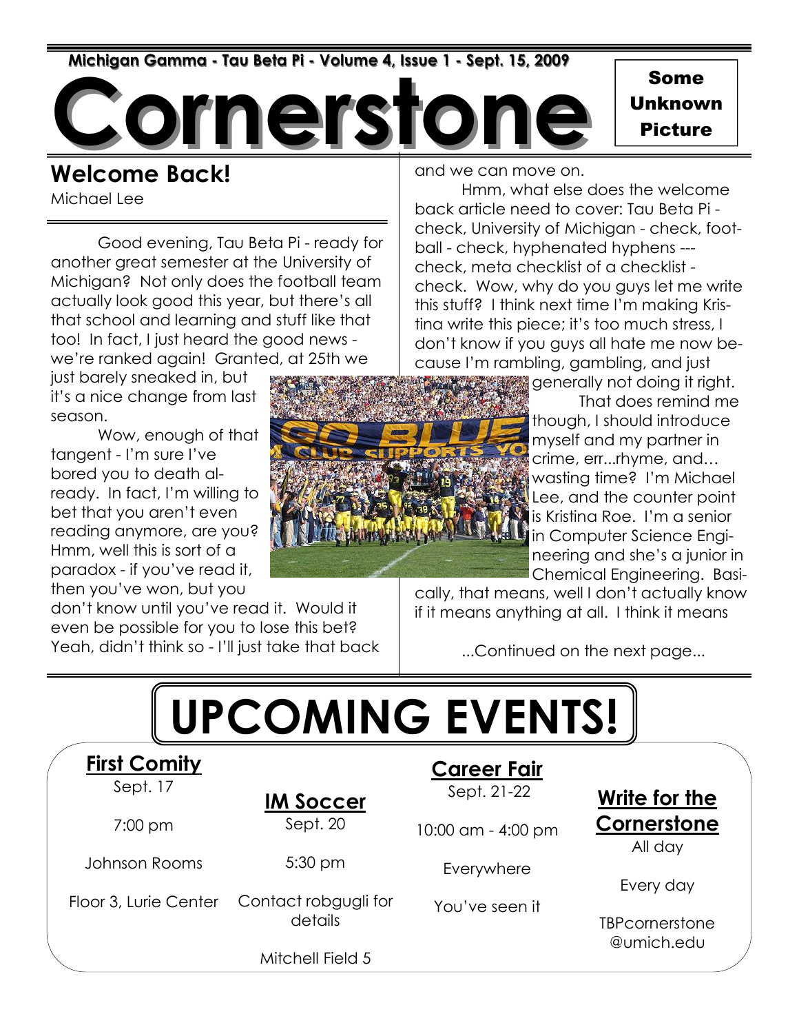Michigan Gamma - Tau Beta Pi - Volume 4, Issue 1 - Sept. 15, 2009

# Cornerstone

Some Unknown Picture

## Welcome Back!

Michael Lee

Good evening, Tau Beta Pi - ready for another great semester at the University of Michigan? Not only does the football team actually look good this year, but there's all that school and learning and stuff like that too! In fact, I just heard the good news - we're ranked again! Granted, at 25th we just barely sneaked in, but it's a nice change from last season.

Wow, enough of that tangent - I'm sure I've bored you to death already. In fact, I'm willing to bet that you aren't even reading anymore, are you? Hmm, well this is sort of a paradox - if you've read it, then you've won, but you don't know until you've read it. Would it even be possible for you to lose this bet? Yeah, didn't think so - I'll just take that back and we can move on.

Hmm, what else does the welcome back article need to cover: Tau Beta Pi - check, University of Michigan - check, football - check, hyphenated hyphens --- check, meta checklist of a checklist - check. Wow, why do you guys let me write this stuff? I think next time I'm making Kristina write this piece; it's too much stress, I don't know if you guys all hate me now because I'm rambling, gambling, and just generally not doing it right.

That does remind me though, I should introduce myself and my partner in crime, err...rhyme, and… wasting time? I'm Michael Lee, and the counter point is Kristina Roe. I'm a senior in Computer Science Engineering and she's a junior in Chemical Engineering. Basically, that means, well I don't actually know if it means anything at all. I think it means

...Continued on the next page...

# UPCOMING EVENTS!

**First Comity**
Sept. 17
7:00 pm
Johnson Rooms
Floor 3, Lurie Center

**IM Soccer**
Sept. 20
5:30 pm
Contact robgugli for details
Mitchell Field 5

**Career Fair**
Sept. 21-22
10:00 am - 4:00 pm
Everywhere
You've seen it

**Write for the Cornerstone**
All day
Every day
TBPcornerstone@umich.edu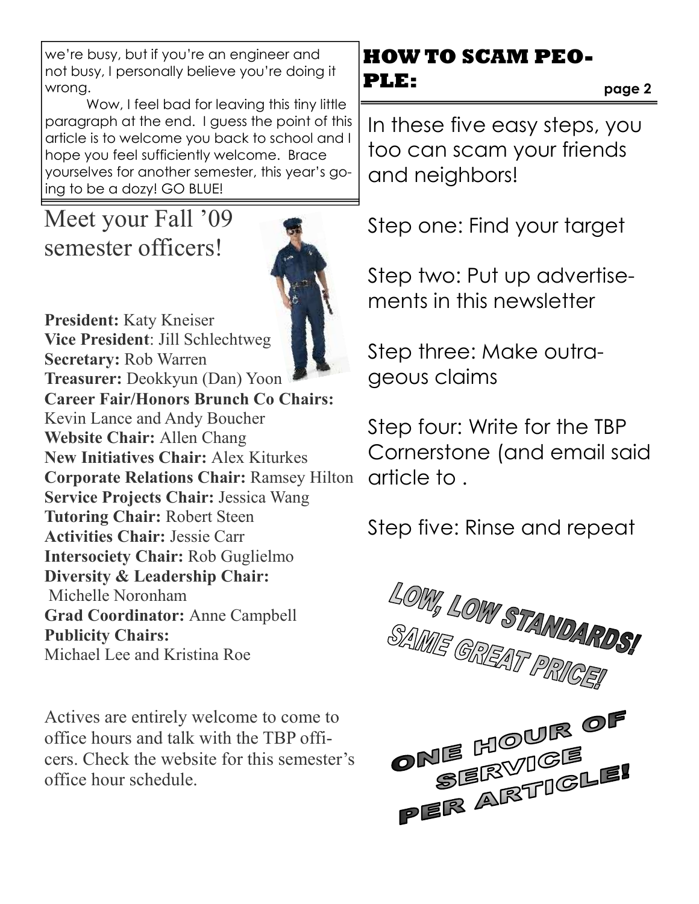we're busy, but if you're an engineer and not busy, I personally believe you're doing it wrong.

Wow, I feel bad for leaving this tiny little paragraph at the end. I guess the point of this article is to welcome you back to school and I hope you feel sufficiently welcome. Brace yourselves for another semester, this year's going to be a dozy! GO BLUE!

## Meet your Fall '09 semester officers!

**President:** Katy Kneiser
**Vice President**: Jill Schlechtweg
**Secretary:** Rob Warren
**Treasurer:** Deokkyun (Dan) Yoon
**Career Fair/Honors Brunch Co Chairs:** Kevin Lance and Andy Boucher
**Website Chair:** Allen Chang
**New Initiatives Chair:** Alex Kiturkes
**Corporate Relations Chair:** Ramsey Hilton
**Service Projects Chair:** Jessica Wang
**Tutoring Chair:** Robert Steen
**Activities Chair:** Jessie Carr
**Intersociety Chair:** Rob Guglielmo
**Diversity & Leadership Chair:** Michelle Noronham
**Grad Coordinator:** Anne Campbell
**Publicity Chairs:** Michael Lee and Kristina Roe

Actives are entirely welcome to come to office hours and talk with the TBP officers. Check the website for this semester's office hour schedule.

## HOW TO SCAM PEOPLE:

In these five easy steps, you too can scam your friends and neighbors!

Step one: Find your target

Step two: Put up advertisements in this newsletter

Step three: Make outrageous claims

Step four: Write for the TBP Cornerstone (and email said article to .

Step five: Rinse and repeat

LOW, LOW STANDARDS! SAME GREAT PRICE!

ONE HOUR OF SERVICE PER ARTICLE!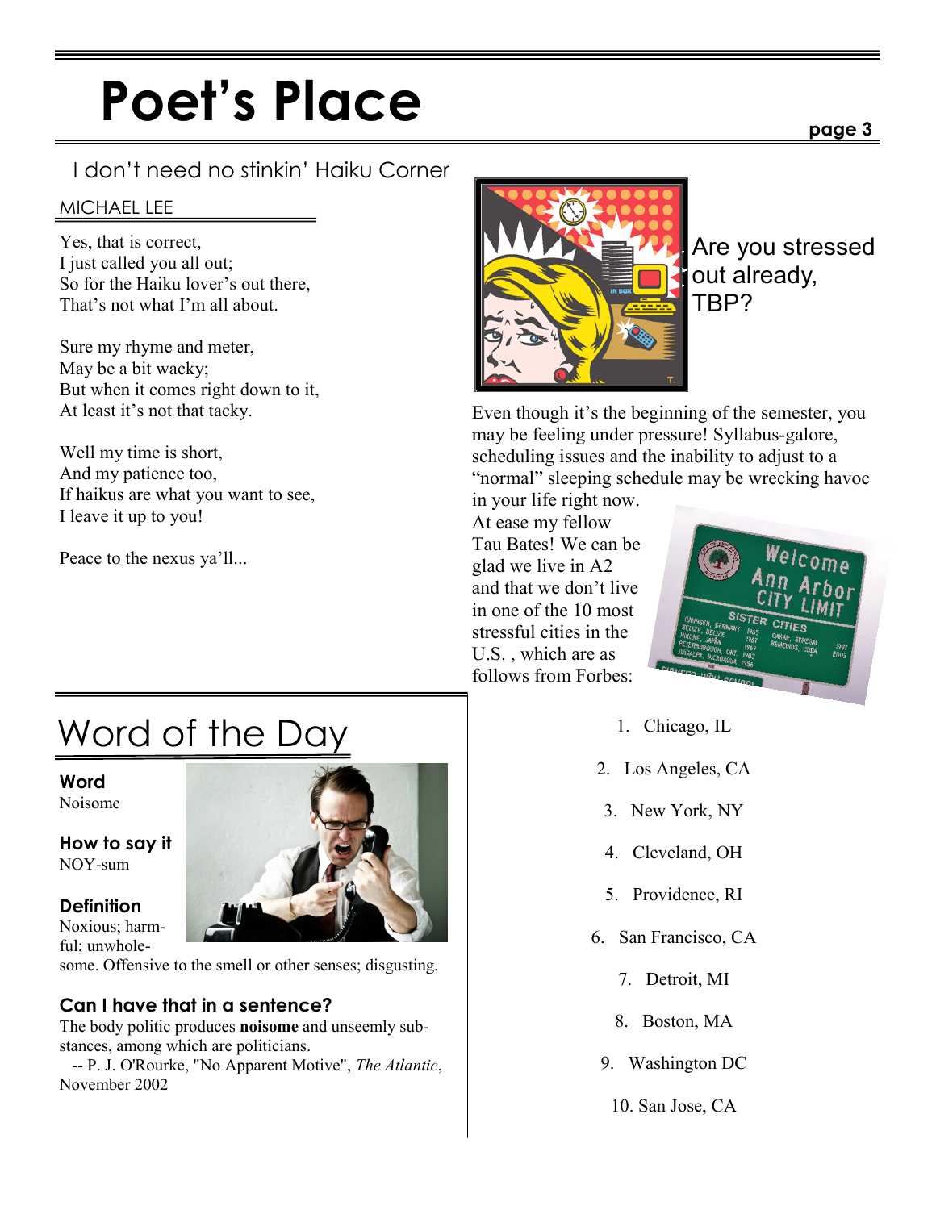# Poet's Place

## I don't need no stinkin' Haiku Corner

MICHAEL LEE

Yes, that is correct,
I just called you all out;
So for the Haiku lover's out there,
That's not what I'm all about.

Sure my rhyme and meter,
May be a bit wacky;
But when it comes right down to it,
At least it's not that tacky.

Well my time is short,
And my patience too,
If haikus are what you want to see,
I leave it up to you!

Peace to the nexus ya'll...

## Word of the Day

**Word**
Noisome

**How to say it**
NOY-sum

**Definition**
Noxious; harmful; unwholesome. Offensive to the smell or other senses; disgusting.

**Can I have that in a sentence?**
The body politic produces **noisome** and unseemly substances, among which are politicians.
-- P. J. O'Rourke, "No Apparent Motive", *The Atlantic*, November 2002

## Are you stressed out already, TBP?

Even though it's the beginning of the semester, you may be feeling under pressure! Syllabus-galore, scheduling issues and the inability to adjust to a "normal" sleeping schedule may be wrecking havoc in your life right now. At ease my fellow Tau Bates! We can be glad we live in A2 and that we don't live in one of the 10 most stressful cities in the U.S. , which are as follows from Forbes:

1. Chicago, IL
2. Los Angeles, CA
3. New York, NY
4. Cleveland, OH
5. Providence, RI
6. San Francisco, CA
7. Detroit, MI
8. Boston, MA
9. Washington DC
10. San Jose, CA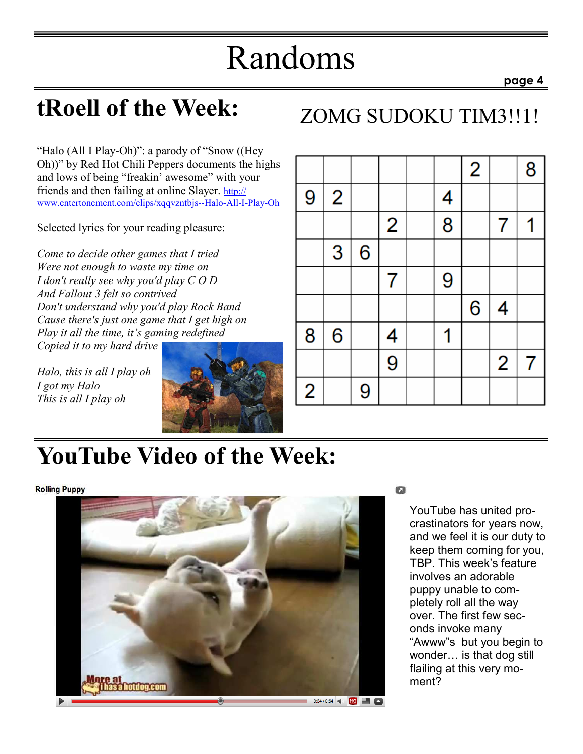# Randoms

## tRoell of the Week:

"Halo (All I Play-Oh)": a parody of "Snow ((Hey Oh))" by Red Hot Chili Peppers documents the highs and lows of being "freakin' awesome" with your friends and then failing at online Slayer. http://www.entertonement.com/clips/xqqvzntbjs--Halo-All-I-Play-Oh

Selected lyrics for your reading pleasure:

*Come to decide other games that I tried*
*Were not enough to waste my time on*
*I don't really see why you'd play C O D*
*And Fallout 3 felt so contrived*
*Don't understand why you'd play Rock Band*
*Cause there's just one game that I get high on*
*Play it all the time, it's gaming redefined*
*Copied it to my hard drive*

*Halo, this is all I play oh*
*I got my Halo*
*This is all I play oh*

## ZOMG SUDOKU TIM3!!1!

| | | | | | | | | |
|---|---|---|---|---|---|---|---|---|
| | | | | | | 2 | | 8 |
| 9 | 2 | | | | 4 | | | |
| | | | 2 | | 8 | | 7 | 1 |
| | 3 | 6 | | | | | | |
| | | | 7 | | 9 | | | |
| | | | | | | 6 | 4 | |
| 8 | 6 | | 4 | | 1 | | | |
| | | | 9 | | | | 2 | 7 |
| 2 | | 9 | | | | | | |

## YouTube Video of the Week:

Rolling Puppy

More at ihasahotdog.com

0:34 / 0:54

YouTube has united procrastinators for years now, and we feel it is our duty to keep them coming for you, TBP. This week's feature involves an adorable puppy unable to completely roll all the way over. The first few seconds invoke many "Awww"s but you begin to wonder… is that dog still flailing at this very moment?